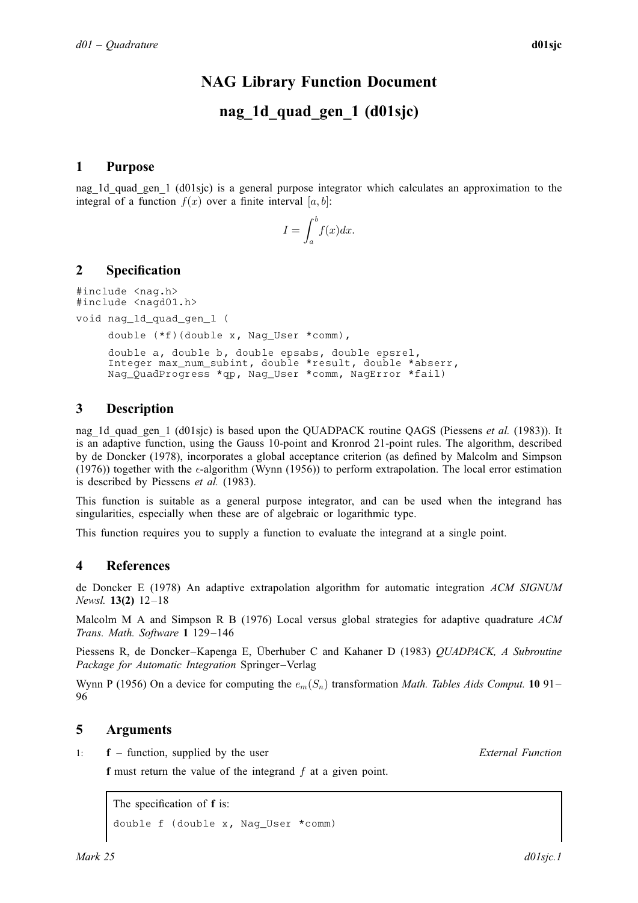# NAG Library Function Document

# nag_1d_quad_gen_1 (d01sjc)

## 1 Purpose

nag_1d_quad_gen_1 (d01sjc) is a general purpose integrator which calculates an approximation to the integral of a function $f(x)$ over a finite interval $[a, b]$:

$$I = \int_a^b f(x)dx.$$

## 2 Specification

```
#include <nag.h>
#include <nagd01.h>
void nag_1d_quad_gen_1 (
     double (*f)(double x, Nag_User *comm),
     double a, double b, double epsabs, double epsrel,
     Integer max_num_subint, double *result, double *abserr,
     Nag_QuadProgress *qp, Nag_User *comm, NagError *fail)
```

## 3 Description

nag_1d_quad_gen_1 (d01sjc) is based upon the QUADPACK routine QAGS (Piessens *et al.* (1983)). It is an adaptive function, using the Gauss 10-point and Kronrod 21-point rules. The algorithm, described by de Doncker (1978), incorporates a global acceptance criterion (as defined by Malcolm and Simpson (1976)) together with the $\epsilon$-algorithm (Wynn (1956)) to perform extrapolation. The local error estimation is described by Piessens *et al.* (1983).

This function is suitable as a general purpose integrator, and can be used when the integrand has singularities, especially when these are of algebraic or logarithmic type.

This function requires you to supply a function to evaluate the integrand at a single point.

## 4 References

de Doncker E (1978) An adaptive extrapolation algorithm for automatic integration *ACM SIGNUM Newsl.* **13(2)** 12–18

Malcolm M A and Simpson R B (1976) Local versus global strategies for adaptive quadrature *ACM Trans. Math. Software* **1** 129–146

Piessens R, de Doncker–Kapenga E, Überhuber C and Kahaner D (1983) *QUADPACK, A Subroutine Package for Automatic Integration* Springer–Verlag

Wynn P (1956) On a device for computing the $e_m(S_n)$ transformation *Math. Tables Aids Comput.* **10** 91–96

## 5 Arguments

1: **f** – function, supplied by the user *External Function*

**f** must return the value of the integrand $f$ at a given point.

The specification of **f** is:

```
double f (double x, Nag_User *comm)
```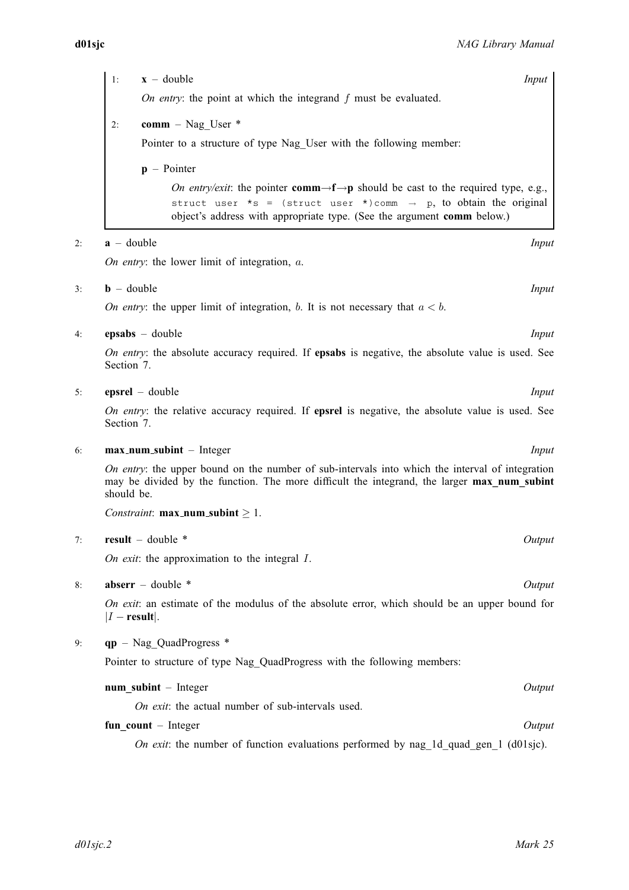1: **x** – double *Input*

*On entry*: the point at which the integrand $f$ must be evaluated.

2: **comm** – Nag_User *

Pointer to a structure of type Nag_User with the following member:

**p** – Pointer

*On entry/exit*: the pointer **comm**→**f**→**p** should be cast to the required type, e.g., `struct user *s = (struct user *)comm → p`, to obtain the original object's address with appropriate type. (See the argument **comm** below.)

2: **a** – double *Input*

*On entry*: the lower limit of integration, $a$.

3: **b** – double *Input*

*On entry*: the upper limit of integration, $b$. It is not necessary that $a < b$.

4: **epsabs** – double *Input*

*On entry*: the absolute accuracy required. If **epsabs** is negative, the absolute value is used. See Section 7.

5: **epsrel** – double *Input*

*On entry*: the relative accuracy required. If **epsrel** is negative, the absolute value is used. See Section 7.

6: **max_num_subint** – Integer *Input*

*On entry*: the upper bound on the number of sub-intervals into which the interval of integration may be divided by the function. The more difficult the integrand, the larger **max_num_subint** should be.

*Constraint*: **max_num_subint** $\geq 1$.

7: **result** – double * *Output*

*On exit*: the approximation to the integral $I$.

8: **abserr** – double * *Output*

*On exit*: an estimate of the modulus of the absolute error, which should be an upper bound for $|I - \textbf{result}|$.

9: **qp** – Nag_QuadProgress *

Pointer to structure of type Nag_QuadProgress with the following members:

**num_subint** – Integer *Output*

*On exit*: the actual number of sub-intervals used.

**fun_count** – Integer *Output*

*On exit*: the number of function evaluations performed by nag_1d_quad_gen_1 (d01sjc).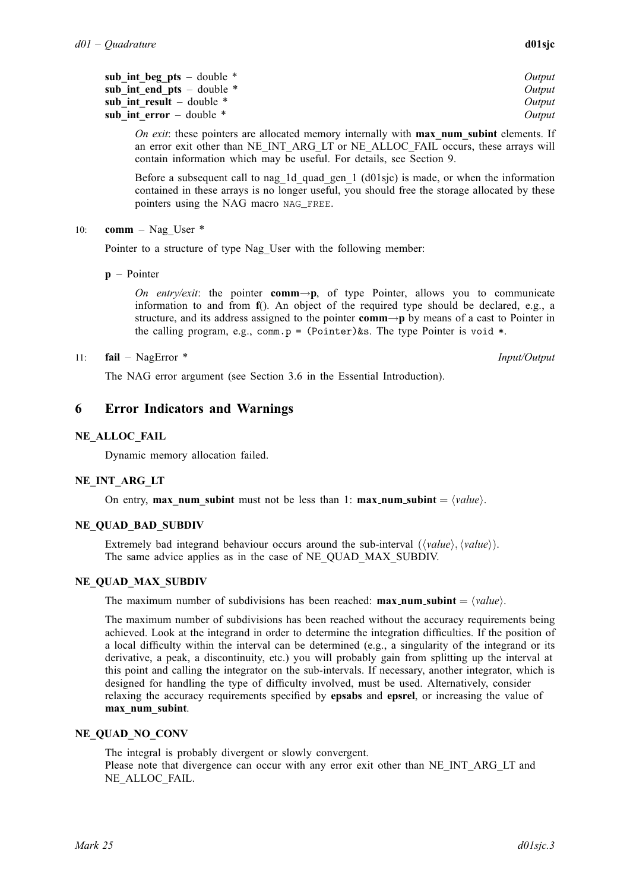**sub_int_beg_pts** – double * *Output*
**sub_int_end_pts** – double * *Output*
**sub_int_result** – double * *Output*
**sub_int_error** – double * *Output*

*On exit*: these pointers are allocated memory internally with **max_num_subint** elements. If an error exit other than NE_INT_ARG_LT or NE_ALLOC_FAIL occurs, these arrays will contain information which may be useful. For details, see Section 9.

Before a subsequent call to nag_1d_quad_gen_1 (d01sjc) is made, or when the information contained in these arrays is no longer useful, you should free the storage allocated by these pointers using the NAG macro `NAG_FREE`.

10: **comm** – Nag_User *

Pointer to a structure of type Nag_User with the following member:

**p** – Pointer

*On entry/exit*: the pointer **comm→p**, of type Pointer, allows you to communicate information to and from **f**(). An object of the required type should be declared, e.g., a structure, and its address assigned to the pointer **comm→p** by means of a cast to Pointer in the calling program, e.g., `comm.p = (Pointer)&s`. The type Pointer is `void *`.

11: **fail** – NagError * *Input/Output*

The NAG error argument (see Section 3.6 in the Essential Introduction).

## 6 Error Indicators and Warnings

### NE_ALLOC_FAIL

Dynamic memory allocation failed.

### NE_INT_ARG_LT

On entry, **max_num_subint** must not be less than 1: **max_num_subint** = ⟨*value*⟩.

### NE_QUAD_BAD_SUBDIV

Extremely bad integrand behaviour occurs around the sub-interval (⟨*value*⟩, ⟨*value*⟩).
The same advice applies as in the case of NE_QUAD_MAX_SUBDIV.

### NE_QUAD_MAX_SUBDIV

The maximum number of subdivisions has been reached: **max_num_subint** = ⟨*value*⟩.

The maximum number of subdivisions has been reached without the accuracy requirements being achieved. Look at the integrand in order to determine the integration difficulties. If the position of a local difficulty within the interval can be determined (e.g., a singularity of the integrand or its derivative, a peak, a discontinuity, etc.) you will probably gain from splitting up the interval at this point and calling the integrator on the sub-intervals. If necessary, another integrator, which is designed for handling the type of difficulty involved, must be used. Alternatively, consider relaxing the accuracy requirements specified by **epsabs** and **epsrel**, or increasing the value of **max_num_subint**.

### NE_QUAD_NO_CONV

The integral is probably divergent or slowly convergent.
Please note that divergence can occur with any error exit other than NE_INT_ARG_LT and NE_ALLOC_FAIL.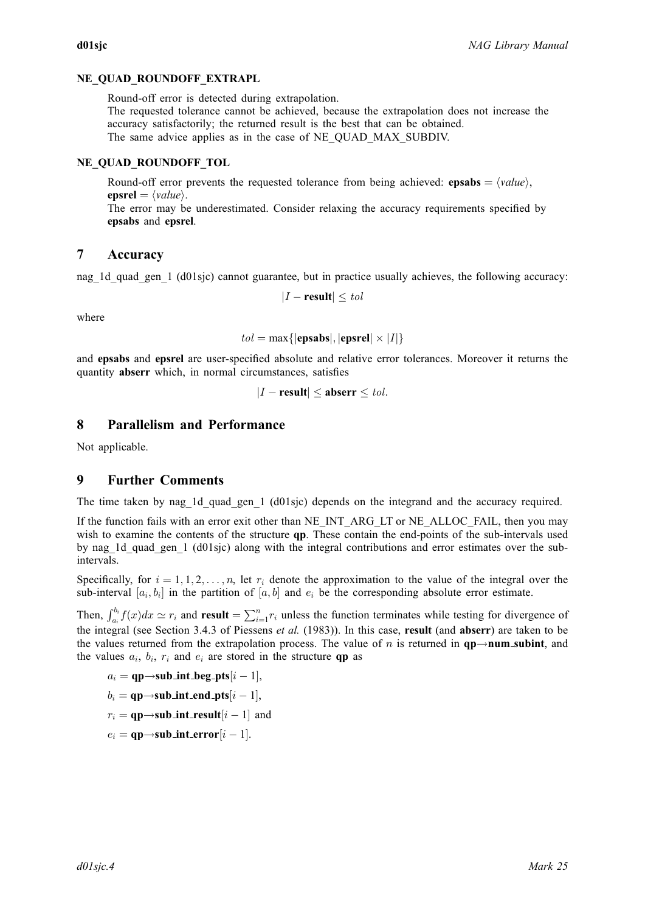**NE_QUAD_ROUNDOFF_EXTRAPL**

Round-off error is detected during extrapolation.
The requested tolerance cannot be achieved, because the extrapolation does not increase the accuracy satisfactorily; the returned result is the best that can be obtained.
The same advice applies as in the case of NE_QUAD_MAX_SUBDIV.

**NE_QUAD_ROUNDOFF_TOL**

Round-off error prevents the requested tolerance from being achieved: **epsabs** $= \langle value \rangle$, **epsrel** $= \langle value \rangle$.
The error may be underestimated. Consider relaxing the accuracy requirements specified by **epsabs** and **epsrel**.

## 7 Accuracy

nag_1d_quad_gen_1 (d01sjc) cannot guarantee, but in practice usually achieves, the following accuracy:

$$|I - \textbf{result}| \leq tol$$

where

$$tol = \max\{|\textbf{epsabs}|, |\textbf{epsrel}| \times |I|\}$$

and **epsabs** and **epsrel** are user-specified absolute and relative error tolerances. Moreover it returns the quantity **abserr** which, in normal circumstances, satisfies

$$|I - \textbf{result}| \leq \textbf{abserr} \leq tol.$$

## 8 Parallelism and Performance

Not applicable.

## 9 Further Comments

The time taken by nag_1d_quad_gen_1 (d01sjc) depends on the integrand and the accuracy required.

If the function fails with an error exit other than NE_INT_ARG_LT or NE_ALLOC_FAIL, then you may wish to examine the contents of the structure **qp**. These contain the end-points of the sub-intervals used by nag_1d_quad_gen_1 (d01sjc) along with the integral contributions and error estimates over the sub-intervals.

Specifically, for $i = 1, 1, 2, \ldots, n$, let $r_i$ denote the approximation to the value of the integral over the sub-interval $[a_i, b_i]$ in the partition of $[a, b]$ and $e_i$ be the corresponding absolute error estimate.

Then, $\int_{a_i}^{b_i} f(x)dx \simeq r_i$ and **result** $= \sum_{i=1}^{n} r_i$ unless the function terminates while testing for divergence of the integral (see Section 3.4.3 of Piessens *et al.* (1983)). In this case, **result** (and **abserr**) are taken to be the values returned from the extrapolation process. The value of $n$ is returned in **qp→num_subint**, and the values $a_i$, $b_i$, $r_i$ and $e_i$ are stored in the structure **qp** as

$a_i =$ **qp→sub_int_beg_pts**$[i - 1]$,

$b_i =$ **qp→sub_int_end_pts**$[i - 1]$,

$r_i =$ **qp→sub_int_result**$[i - 1]$ and

$e_i =$ **qp→sub_int_error**$[i - 1]$.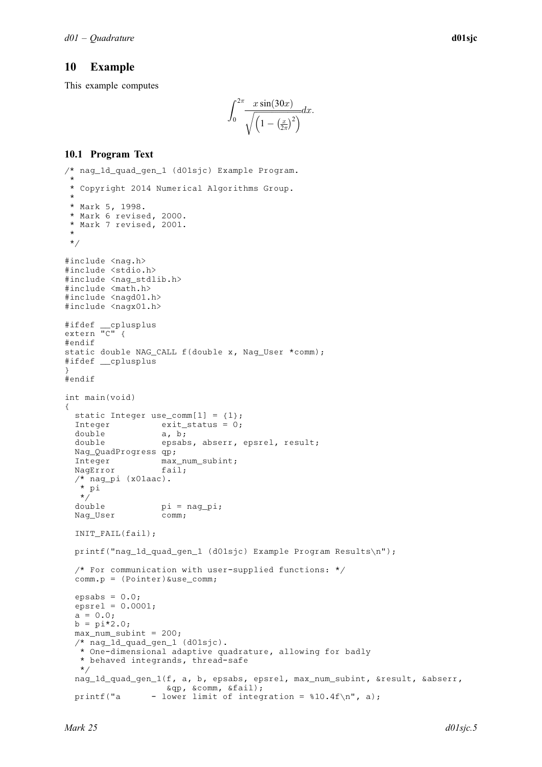## 10 Example

This example computes

$$\int_0^{2\pi} \frac{x \sin(30x)}{\sqrt{\left(1 - \left(\frac{x}{2\pi}\right)^2\right)}} dx.$$

### 10.1 Program Text

```
/* nag_1d_quad_gen_1 (d01sjc) Example Program.
 *
 * Copyright 2014 Numerical Algorithms Group.
 *
 * Mark 5, 1998.
 * Mark 6 revised, 2000.
 * Mark 7 revised, 2001.
 *
 */

#include <nag.h>
#include <stdio.h>
#include <nag_stdlib.h>
#include <math.h>
#include <nagd01.h>
#include <nagx01.h>

#ifdef __cplusplus
extern "C" {
#endif
static double NAG_CALL f(double x, Nag_User *comm);
#ifdef __cplusplus
}
#endif

int main(void)
{
  static Integer use_comm[1] = {1};
  Integer          exit_status = 0;
  double           a, b;
  double           epsabs, abserr, epsrel, result;
  Nag_QuadProgress qp;
  Integer          max_num_subint;
  NagError         fail;
  /* nag_pi (x01aac).
   * pi
   */
  double           pi = nag_pi;
  Nag_User         comm;

  INIT_FAIL(fail);

  printf("nag_1d_quad_gen_1 (d01sjc) Example Program Results\n");

  /* For communication with user-supplied functions: */
  comm.p = (Pointer)&use_comm;

  epsabs = 0.0;
  epsrel = 0.0001;
  a = 0.0;
  b = pi*2.0;
  max_num_subint = 200;
  /* nag_1d_quad_gen_1 (d01sjc).
   * One-dimensional adaptive quadrature, allowing for badly
   * behaved integrands, thread-safe
   */
  nag_1d_quad_gen_1(f, a, b, epsabs, epsrel, max_num_subint, &result, &abserr,
                    &qp, &comm, &fail);
  printf("a      - lower limit of integration = %10.4f\n", a);
```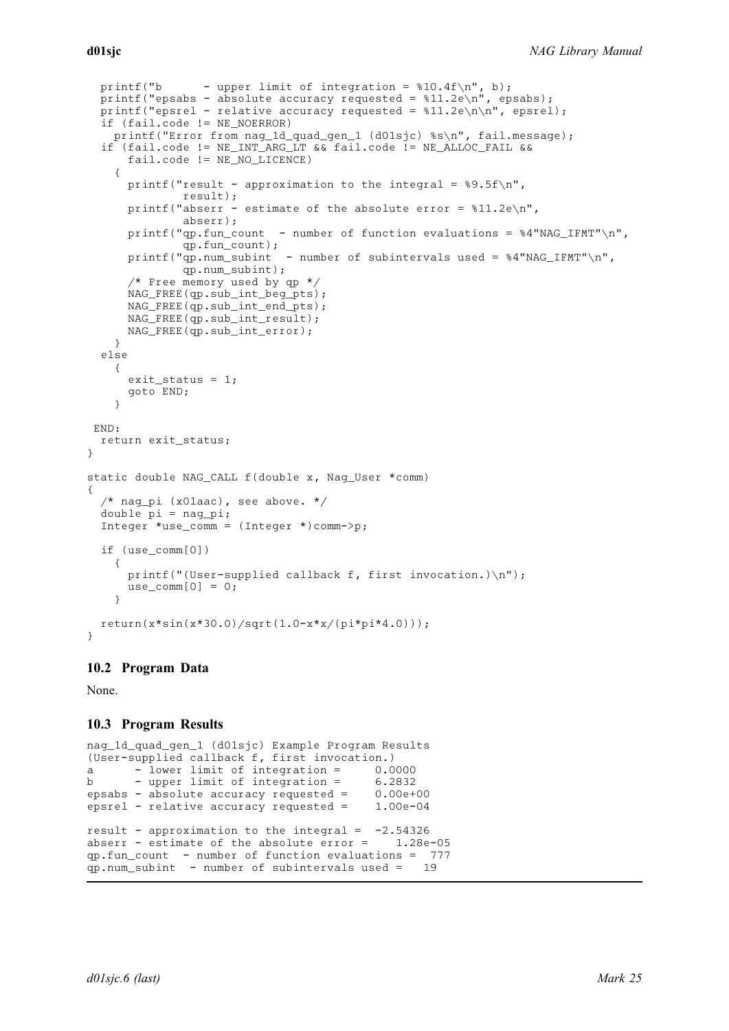```
  printf("b      - upper limit of integration = %10.4f\n", b);
  printf("epsabs - absolute accuracy requested = %11.2e\n", epsabs);
  printf("epsrel - relative accuracy requested = %11.2e\n\n", epsrel);
  if (fail.code != NE_NOERROR)
    printf("Error from nag_1d_quad_gen_1 (d01sjc) %s\n", fail.message);
  if (fail.code != NE_INT_ARG_LT && fail.code != NE_ALLOC_FAIL &&
      fail.code != NE_NO_LICENCE)
    {
      printf("result - approximation to the integral = %9.5f\n",
             result);
      printf("abserr - estimate of the absolute error = %11.2e\n",
             abserr);
      printf("qp.fun_count  - number of function evaluations = %4"NAG_IFMT"\n",
             qp.fun_count);
      printf("qp.num_subint  - number of subintervals used = %4"NAG_IFMT"\n",
             qp.num_subint);
      /* Free memory used by qp */
      NAG_FREE(qp.sub_int_beg_pts);
      NAG_FREE(qp.sub_int_end_pts);
      NAG_FREE(qp.sub_int_result);
      NAG_FREE(qp.sub_int_error);
    }
  else
    {
      exit_status = 1;
      goto END;
    }

 END:
  return exit_status;
}

static double NAG_CALL f(double x, Nag_User *comm)
{
  /* nag_pi (x01aac), see above. */
  double pi = nag_pi;
  Integer *use_comm = (Integer *)comm->p;

  if (use_comm[0])
    {
      printf("(User-supplied callback f, first invocation.)\n");
      use_comm[0] = 0;
    }

  return(x*sin(x*30.0)/sqrt(1.0-x*x/(pi*pi*4.0)));
}
```

## 10.2 Program Data

None.

## 10.3 Program Results

```
nag_1d_quad_gen_1 (d01sjc) Example Program Results
(User-supplied callback f, first invocation.)
a      - lower limit of integration =      0.0000
b      - upper limit of integration =      6.2832
epsabs - absolute accuracy requested =    0.00e+00
epsrel - relative accuracy requested =    1.00e-04

result - approximation to the integral =  -2.54326
abserr - estimate of the absolute error =    1.28e-05
qp.fun_count  - number of function evaluations =  777
qp.num_subint  - number of subintervals used =   19
```